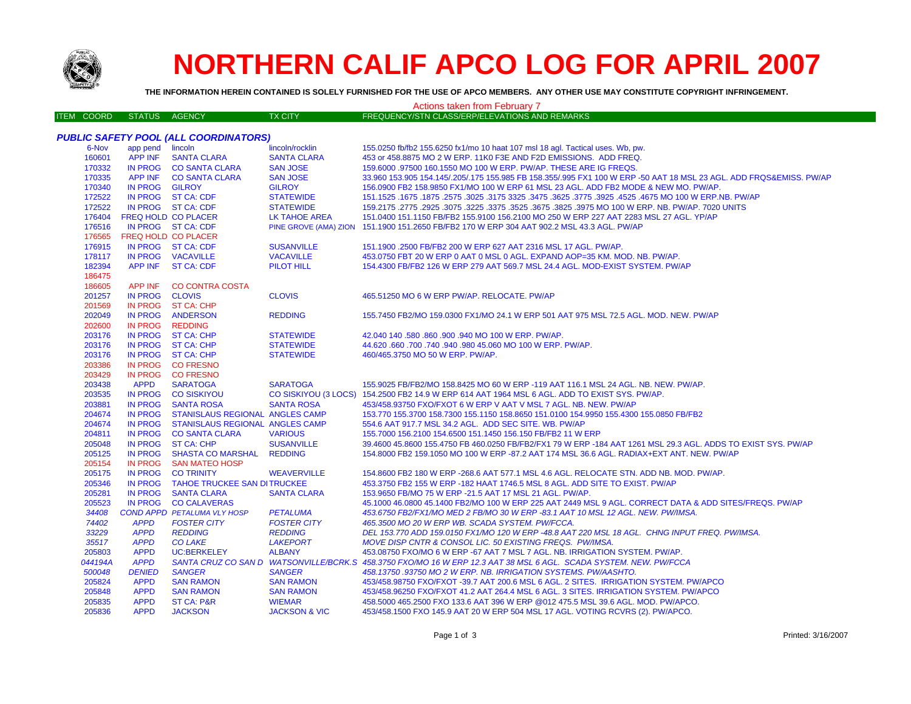# NORTHERN CALIF APCO LOG FOR APRIL 2007

**THE INFORMATION HEREIN CONTAINED IS SOLELY FURNISHED FOR THE USE OF APCO MEMBERS. ANY OTHER USE MAY CONSTITUTE COPYRIGHT INFRINGEMENT.**

Actions taken from February 7

| ITEM COORD | STATUS | AGENCY | TX CITY | FREQUENCY/STN CLASS/ERP/ELEVATIONS AND REMARKS |
|---|---|---|---|---|
| ***PUBLIC SAFETY POOL (ALL COORDINATORS)*** | | | | |
| 6-Nov | app pend | lincoln | lincoln/rocklin | 155.0250 fb/fb2 155.6250 fx1/mo 10 haat 107 msl 18 agl. Tactical uses. Wb, pw. |
| 160601 | APP INF | SANTA CLARA | SANTA CLARA | 453 or 458.8875 MO 2 W ERP. 11K0 F3E AND F2D EMISSIONS. ADD FREQ. |
| 170332 | IN PROG | CO SANTA CLARA | SAN JOSE | 159.6000 .97500 160.1550 MO 100 W ERP. PW/AP. THESE ARE IG FREQS. |
| 170335 | APP INF | CO SANTA CLARA | SAN JOSE | 33.960 153.905 154.145/.205/.175 155.985 FB 158.355/.995 FX1 100 W ERP -50 AAT 18 MSL 23 AGL. ADD FRQS&EMISS. PW/AP |
| 170340 | IN PROG | GILROY | GILROY | 156.0900 FB2 158.9850 FX1/MO 100 W ERP 61 MSL 23 AGL. ADD FB2 MODE & NEW MO. PW/AP. |
| 172522 | IN PROG | ST CA: CDF | STATEWIDE | 151.1525 .1675 .1875 .2575 .3025 .3175 3325 .3475 .3625 .3775 .3925 .4525 .4675 MO 100 W ERP.NB. PW/AP |
| 172522 | IN PROG | ST CA: CDF | STATEWIDE | 159.2175 .2775 .2925 .3075 .3225 .3375 .3525 .3675 .3825 .3975 MO 100 W ERP. NB. PW/AP. 7020 UNITS |
| 176404 | FREQ HOLD | CO PLACER | LK TAHOE AREA | 151.0400 151.1150 FB/FB2 155.9100 156.2100 MO 250 W ERP 227 AAT 2283 MSL 27 AGL. YP/AP |
| 176516 | IN PROG | ST CA: CDF | PINE GROVE (AMA) ZION | 151.1900 151.2650 FB/FB2 170 W ERP 304 AAT 902.2 MSL 43.3 AGL. PW/AP |
| 176565 | FREQ HOLD | CO PLACER | | |
| 176915 | IN PROG | ST CA: CDF | SUSANVILLE | 151.1900 .2500 FB/FB2 200 W ERP 627 AAT 2316 MSL 17 AGL. PW/AP. |
| 178117 | IN PROG | VACAVILLE | VACAVILLE | 453.0750 FBT 20 W ERP 0 AAT 0 MSL 0 AGL. EXPAND AOP=35 KM. MOD. NB. PW/AP. |
| 182394 | APP INF | ST CA: CDF | PILOT HILL | 154.4300 FB/FB2 126 W ERP 279 AAT 569.7 MSL 24.4 AGL. MOD-EXIST SYSTEM. PW/AP |
| 186475 | | | | |
| 186605 | APP INF | CO CONTRA COSTA | | |
| 201257 | IN PROG | CLOVIS | CLOVIS | 465.51250 MO 6 W ERP PW/AP. RELOCATE. PW/AP |
| 201569 | IN PROG | ST CA: CHP | | |
| 202049 | IN PROG | ANDERSON | REDDING | 155.7450 FB2/MO 159.0300 FX1/MO 24.1 W ERP 501 AAT 975 MSL 72.5 AGL. MOD. NEW. PW/AP |
| 202600 | IN PROG | REDDING | | |
| 203176 | IN PROG | ST CA: CHP | STATEWIDE | 42.040 140 .580 .860 .900 .940 MO 100 W ERP. PW/AP. |
| 203176 | IN PROG | ST CA: CHP | STATEWIDE | 44.620 .660 .700 .740 .940 .980 45.060 MO 100 W ERP. PW/AP. |
| 203176 | IN PROG | ST CA: CHP | STATEWIDE | 460/465.3750 MO 50 W ERP. PW/AP. |
| 203386 | IN PROG | CO FRESNO | | |
| 203429 | IN PROG | CO FRESNO | | |
| 203438 | APPD | SARATOGA | SARATOGA | 155.9025 FB/FB2/MO 158.8425 MO 60 W ERP -119 AAT 116.1 MSL 24 AGL. NB. NEW. PW/AP. |
| 203535 | IN PROG | CO SISKIYOU | CO SISKIYOU (3 LOCS) | 154.2500 FB2 14.9 W ERP 614 AAT 1964 MSL 6 AGL. ADD TO EXIST SYS. PW/AP. |
| 203881 | IN PROG | SANTA ROSA | SANTA ROSA | 453/458.93750 FXO/FXOT 6 W ERP V AAT V MSL 7 AGL. NB. NEW. PW/AP |
| 204674 | IN PROG | STANISLAUS REGIONAL | ANGLES CAMP | 153.770 155.3700 158.7300 155.1150 158.8650 151.0100 154.9950 155.4300 155.0850 FB/FB2 |
| 204674 | IN PROG | STANISLAUS REGIONAL | ANGLES CAMP | 554.6 AAT 917.7 MSL 34.2 AGL. ADD SEC SITE. WB. PW/AP |
| 204811 | IN PROG | CO SANTA CLARA | VARIOUS | 155.7000 156.2100 154.6500 151.1450 156.150 FB/FB2 11 W ERP |
| 205048 | IN PROG | ST CA: CHP | SUSANVILLE | 39.4600 45.8600 155.4750 FB 460.0250 FB/FB2/FX1 79 W ERP -184 AAT 1261 MSL 29.3 AGL. ADDS TO EXIST SYS. PW/AP |
| 205125 | IN PROG | SHASTA CO MARSHAL | REDDING | 154.8000 FB2 159.1050 MO 100 W ERP -87.2 AAT 174 MSL 36.6 AGL. RADIAX+EXT ANT. NEW. PW/AP |
| 205154 | IN PROG | SAN MATEO HOSP | | |
| 205175 | IN PROG | CO TRINITY | WEAVERVILLE | 154.8600 FB2 180 W ERP -268.6 AAT 577.1 MSL 4.6 AGL. RELOCATE STN. ADD NB. MOD. PW/AP. |
| 205346 | IN PROG | TAHOE TRUCKEE SAN DI | TRUCKEE | 453.3750 FB2 155 W ERP -182 HAAT 1746.5 MSL 8 AGL. ADD SITE TO EXIST. PW/AP |
| 205281 | IN PROG | SANTA CLARA | SANTA CLARA | 153.9650 FB/MO 75 W ERP -21.5 AAT 17 MSL 21 AGL. PW/AP. |
| 205523 | IN PROG | CO CALAVERAS | | 45.1000 46.0800 45.1400 FB2/MO 100 W ERP 225 AAT 2449 MSL 9 AGL. CORRECT DATA & ADD SITES/FREQS. PW/AP |
| *34408* | *COND APPD* | *PETALUMA VLY HOSP* | *PETALUMA* | *453.6750 FB2/FX1/MO MED 2 FB/MO 30 W ERP -83.1 AAT 10 MSL 12 AGL. NEW. PW/IMSA.* |
| *74402* | *APPD* | *FOSTER CITY* | *FOSTER CITY* | *465.3500 MO 20 W ERP WB. SCADA SYSTEM. PW/FCCA.* |
| *33229* | *APPD* | *REDDING* | *REDDING* | *DEL 153.770 ADD 159.0150 FX1/MO 120 W ERP -48.8 AAT 220 MSL 18 AGL. CHNG INPUT FREQ. PW/IMSA.* |
| *35517* | *APPD* | *CO LAKE* | *LAKEPORT* | *MOVE DISP CNTR & CONSOL LIC. 50 EXISTING FREQS. PW/IMSA.* |
| 205803 | APPD | UC:BERKELEY | ALBANY | 453.08750 FXO/MO 6 W ERP -67 AAT 7 MSL 7 AGL. NB. IRRIGATION SYSTEM. PW/AP. |
| *044194A* | *APPD* | *SANTA CRUZ CO SAN D* | *WATSONVILLE/BCRK.S* | *458.3750 FXO/MO 16 W ERP 12.3 AAT 38 MSL 6 AGL. SCADA SYSTEM. NEW. PW/FCCA* |
| *500048* | *DENIED* | *SANGER* | *SANGER* | *458.13750 .93750 MO 2 W ERP. NB. IRRIGATION SYSTEMS. PW/AASHTO.* |
| 205824 | APPD | SAN RAMON | SAN RAMON | 453/458.98750 FXO/FXOT -39.7 AAT 200.6 MSL 6 AGL. 2 SITES. IRRIGATION SYSTEM. PW/APCO |
| 205848 | APPD | SAN RAMON | SAN RAMON | 453/458.96250 FXO/FXOT 41.2 AAT 264.4 MSL 6 AGL. 3 SITES. IRRIGATION SYSTEM. PW/APCO |
| 205835 | APPD | ST CA: P&R | WIEMAR | 458.5000 465.2500 FXO 133.6 AAT 396 W ERP @012 475.5 MSL 39.6 AGL. MOD. PW/APCO. |
| 205836 | APPD | JACKSON | JACKSON & VIC | 453/458.1500 FXO 145.9 AAT 20 W ERP 504 MSL 17 AGL. VOTING RCVRS (2). PW/APCO. |

Printed: 3/16/2007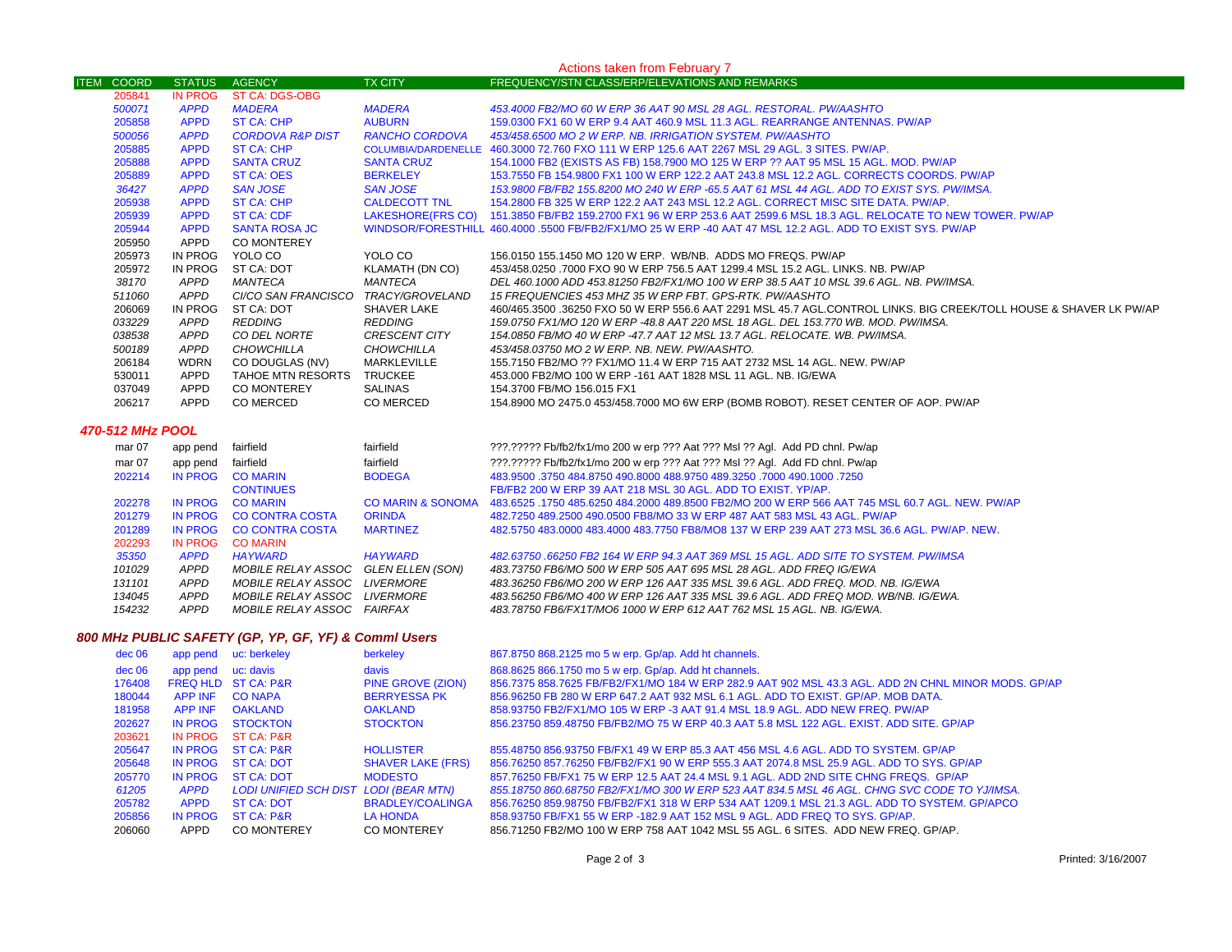## Actions taken from February 7

| ITEM | COORD | STATUS | AGENCY | TX CITY | FREQUENCY/STN CLASS/ERP/ELEVATIONS AND REMARKS |
|---|---|---|---|---|---|
| | 205841 | IN PROG | ST CA: DGS-OBG | | |
| | *500071* | *APPD* | *MADERA* | *MADERA* | *453.4000 FB2/MO 60 W ERP 36 AAT 90 MSL 28 AGL. RESTORAL. PW/AASHTO* |
| | 205858 | APPD | ST CA: CHP | AUBURN | 159.0300 FX1 60 W ERP 9.4 AAT 460.9 MSL 11.3 AGL. REARRANGE ANTENNAS. PW/AP |
| | *500056* | *APPD* | *CORDOVA R&P DIST* | *RANCHO CORDOVA* | *453/458.6500 MO 2 W ERP. NB. IRRIGATION SYSTEM. PW/AASHTO* |
| | 205885 | APPD | ST CA: CHP | COLUMBIA/DARDENELLE | 460.3000 72.760 FXO 111 W ERP 125.6 AAT 2267 MSL 29 AGL. 3 SITES. PW/AP. |
| | 205888 | APPD | SANTA CRUZ | SANTA CRUZ | 154.1000 FB2 (EXISTS AS FB) 158.7900 MO 125 W ERP ?? AAT 95 MSL 15 AGL. MOD. PW/AP |
| | 205889 | APPD | ST CA: OES | BERKELEY | 153.7550 FB 154.9800 FX1 100 W ERP 122.2 AAT 243.8 MSL 12.2 AGL. CORRECTS COORDS. PW/AP |
| | *36427* | *APPD* | *SAN JOSE* | *SAN JOSE* | *153.9800 FB/FB2 155.8200 MO 240 W ERP -65.5 AAT 61 MSL 44 AGL. ADD TO EXIST SYS. PW/IMSA.* |
| | 205938 | APPD | ST CA: CHP | CALDECOTT TNL | 154.2800 FB 325 W ERP 122.2 AAT 243 MSL 12.2 AGL. CORRECT MISC SITE DATA. PW/AP. |
| | 205939 | APPD | ST CA: CDF | LAKESHORE(FRS CO) | 151.3850 FB/FB2 159.2700 FX1 96 W ERP 253.6 AAT 2599.6 MSL 18.3 AGL. RELOCATE TO NEW TOWER. PW/AP |
| | 205944 | APPD | SANTA ROSA JC | WINDSOR/FORESTHILL | 460.4000 .5500 FB/FB2/FX1/MO 25 W ERP -40 AAT 47 MSL 12.2 AGL. ADD TO EXIST SYS. PW/AP |
| | 205950 | APPD | CO MONTEREY | | |
| | 205973 | IN PROG | YOLO CO | YOLO CO | 156.0150 155.1450 MO 120 W ERP. WB/NB. ADDS MO FREQS. PW/AP |
| | 205972 | IN PROG | ST CA: DOT | KLAMATH (DN CO) | 453/458.0250 .7000 FXO 90 W ERP 756.5 AAT 1299.4 MSL 15.2 AGL. LINKS. NB. PW/AP |
| | *38170* | *APPD* | *MANTECA* | *MANTECA* | *DEL 460.1000 ADD 453.81250 FB2/FX1/MO 100 W ERP 38.5 AAT 10 MSL 39.6 AGL. NB. PW/IMSA.* |
| | *511060* | *APPD* | *CI/CO SAN FRANCISCO* | *TRACY/GROVELAND* | *15 FREQUENCIES 453 MHZ 35 W ERP FBT. GPS-RTK. PW/AASHTO* |
| | 206069 | IN PROG | ST CA: DOT | SHAVER LAKE | 460/465.3500 .36250 FXO 50 W ERP 556.6 AAT 2291 MSL 45.7 AGL.CONTROL LINKS. BIG CREEK/TOLL HOUSE & SHAVER LK PW/AP |
| | *033229* | *APPD* | *REDDING* | *REDDING* | *159.0750 FX1/MO 120 W ERP -48.8 AAT 220 MSL 18 AGL. DEL 153.770 WB. MOD. PW/IMSA.* |
| | *038538* | *APPD* | *CO DEL NORTE* | *CRESCENT CITY* | *154.0850 FB/MO 40 W ERP -47.7 AAT 12 MSL 13.7 AGL. RELOCATE. WB. PW/IMSA.* |
| | *500189* | *APPD* | *CHOWCHILLA* | *CHOWCHILLA* | *453/458.03750 MO 2 W ERP. NB. NEW. PW/AASHTO.* |
| | 206184 | WDRN | CO DOUGLAS (NV) | MARKLEVILLE | 155.7150 FB2/MO ?? FX1/MO 11.4 W ERP 715 AAT 2732 MSL 14 AGL. NEW. PW/AP |
| | 530011 | APPD | TAHOE MTN RESORTS | TRUCKEE | 453.000 FB2/MO 100 W ERP -161 AAT 1828 MSL 11 AGL. NB. IG/EWA |
| | 037049 | APPD | CO MONTEREY | SALINAS | 154.3700 FB/MO 156.015 FX1 |
| | 206217 | APPD | CO MERCED | CO MERCED | 154.8900 MO 2475.0 453/458.7000 MO 6W ERP (BOMB ROBOT). RESET CENTER OF AOP. PW/AP |

### *470-512 MHz POOL*

| ITEM | COORD | STATUS | AGENCY | TX CITY | FREQUENCY/STN CLASS/ERP/ELEVATIONS AND REMARKS |
|---|---|---|---|---|---|
| | mar 07 | app pend | fairfield | fairfield | ???.????? Fb/fb2/fx1/mo 200 w erp ??? Aat ??? Msl ?? Agl. Add PD chnl. Pw/ap |
| | mar 07 | app pend | fairfield | fairfield | ???.????? Fb/fb2/fx1/mo 200 w erp ??? Aat ??? Msl ?? Agl. Add FD chnl. Pw/ap |
| | 202214 | IN PROG | CO MARIN | BODEGA | 483.9500 .3750 484.8750 490.8000 488.9750 489.3250 .7000 490.1000 .7250 |
| | | | CONTINUES | | FB/FB2 200 W ERP 39 AAT 218 MSL 30 AGL. ADD TO EXIST. YP/AP. |
| | 202278 | IN PROG | CO MARIN | CO MARIN & SONOMA | 483.6525 .1750 485.6250 484.2000 489.8500 FB2/MO 200 W ERP 566 AAT 745 MSL 60.7 AGL. NEW. PW/AP |
| | 201279 | IN PROG | CO CONTRA COSTA | ORINDA | 482.7250 489.2500 490.0500 FB8/MO 33 W ERP 487 AAT 583 MSL 43 AGL. PW/AP |
| | 201289 | IN PROG | CO CONTRA COSTA | MARTINEZ | 482.5750 483.0000 483.4000 483.7750 FB8/MO8 137 W ERP 239 AAT 273 MSL 36.6 AGL. PW/AP. NEW. |
| | 202293 | IN PROG | CO MARIN | | |
| | *35350* | *APPD* | *HAYWARD* | *HAYWARD* | *482.63750 .66250 FB2 164 W ERP 94.3 AAT 369 MSL 15 AGL. ADD SITE TO SYSTEM. PW/IMSA* |
| | *101029* | *APPD* | *MOBILE RELAY ASSOC* | *GLEN ELLEN (SON)* | *483.73750 FB6/MO 500 W ERP 505 AAT 695 MSL 28 AGL. ADD FREQ IG/EWA* |
| | *131101* | *APPD* | *MOBILE RELAY ASSOC* | *LIVERMORE* | *483.36250 FB6/MO 200 W ERP 126 AAT 335 MSL 39.6 AGL. ADD FREQ. MOD. NB. IG/EWA* |
| | *134045* | *APPD* | *MOBILE RELAY ASSOC* | *LIVERMORE* | *483.56250 FB6/MO 400 W ERP 126 AAT 335 MSL 39.6 AGL. ADD FREQ MOD. WB/NB. IG/EWA.* |
| | *154232* | *APPD* | *MOBILE RELAY ASSOC* | *FAIRFAX* | *483.78750 FB6/FX1T/MO6 1000 W ERP 612 AAT 762 MSL 15 AGL. NB. IG/EWA.* |

### *800 MHz PUBLIC SAFETY (GP, YP, GF, YF) & Comml Users*

| ITEM | COORD | STATUS | AGENCY | TX CITY | FREQUENCY/STN CLASS/ERP/ELEVATIONS AND REMARKS |
|---|---|---|---|---|---|
| | dec 06 | app pend | uc: berkeley | berkeley | 867.8750 868.2125 mo 5 w erp. Gp/ap. Add ht channels. |
| | dec 06 | app pend | uc: davis | davis | 868.8625 866.1750 mo 5 w erp. Gp/ap. Add ht channels. |
| | 176408 | FREQ HLD | ST CA: P&R | PINE GROVE (ZION) | 856.7375 858.7625 FB/FB2/FX1/MO 184 W ERP 282.9 AAT 902 MSL 43.3 AGL. ADD 2N CHNL MINOR MODS. GP/AP |
| | 180044 | APP INF | CO NAPA | BERRYESSA PK | 856.96250 FB 280 W ERP 647.2 AAT 932 MSL 6.1 AGL. ADD TO EXIST. GP/AP. MOB DATA. |
| | 181958 | APP INF | OAKLAND | OAKLAND | 858.93750 FB2/FX1/MO 105 W ERP -3 AAT 91.4 MSL 18.9 AGL. ADD NEW FREQ. PW/AP |
| | 202627 | IN PROG | STOCKTON | STOCKTON | 856.23750 859.48750 FB/FB2/MO 75 W ERP 40.3 AAT 5.8 MSL 122 AGL. EXIST. ADD SITE. GP/AP |
| | 203621 | IN PROG | ST CA: P&R | | |
| | 205647 | IN PROG | ST CA: P&R | HOLLISTER | 855.48750 856.93750 FB/FX1 49 W ERP 85.3 AAT 456 MSL 4.6 AGL. ADD TO SYSTEM. GP/AP |
| | 205648 | IN PROG | ST CA: DOT | SHAVER LAKE (FRS) | 856.76250 857.76250 FB/FB2/FX1 90 W ERP 555.3 AAT 2074.8 MSL 25.9 AGL. ADD TO SYS. GP/AP |
| | 205770 | IN PROG | ST CA: DOT | MODESTO | 857.76250 FB/FX1 75 W ERP 12.5 AAT 24.4 MSL 9.1 AGL. ADD 2ND SITE CHNG FREQS. GP/AP |
| | *61205* | *APPD* | *LODI UNIFIED SCH DIST* | *LODI (BEAR MTN)* | *855.18750 860.68750 FB2/FX1/MO 300 W ERP 523 AAT 834.5 MSL 46 AGL. CHNG SVC CODE TO YJ/IMSA.* |
| | 205782 | APPD | ST CA: DOT | BRADLEY/COALINGA | 856.76250 859.98750 FB/FB2/FX1 318 W ERP 534 AAT 1209.1 MSL 21.3 AGL. ADD TO SYSTEM. GP/APCO |
| | 205856 | IN PROG | ST CA: P&R | LA HONDA | 858.93750 FB/FX1 55 W ERP -182.9 AAT 152 MSL 9 AGL. ADD FREQ TO SYS. GP/AP. |
| | 206060 | APPD | CO MONTEREY | CO MONTEREY | 856.71250 FB2/MO 100 W ERP 758 AAT 1042 MSL 55 AGL. 6 SITES. ADD NEW FREQ. GP/AP. |

Printed: 3/16/2007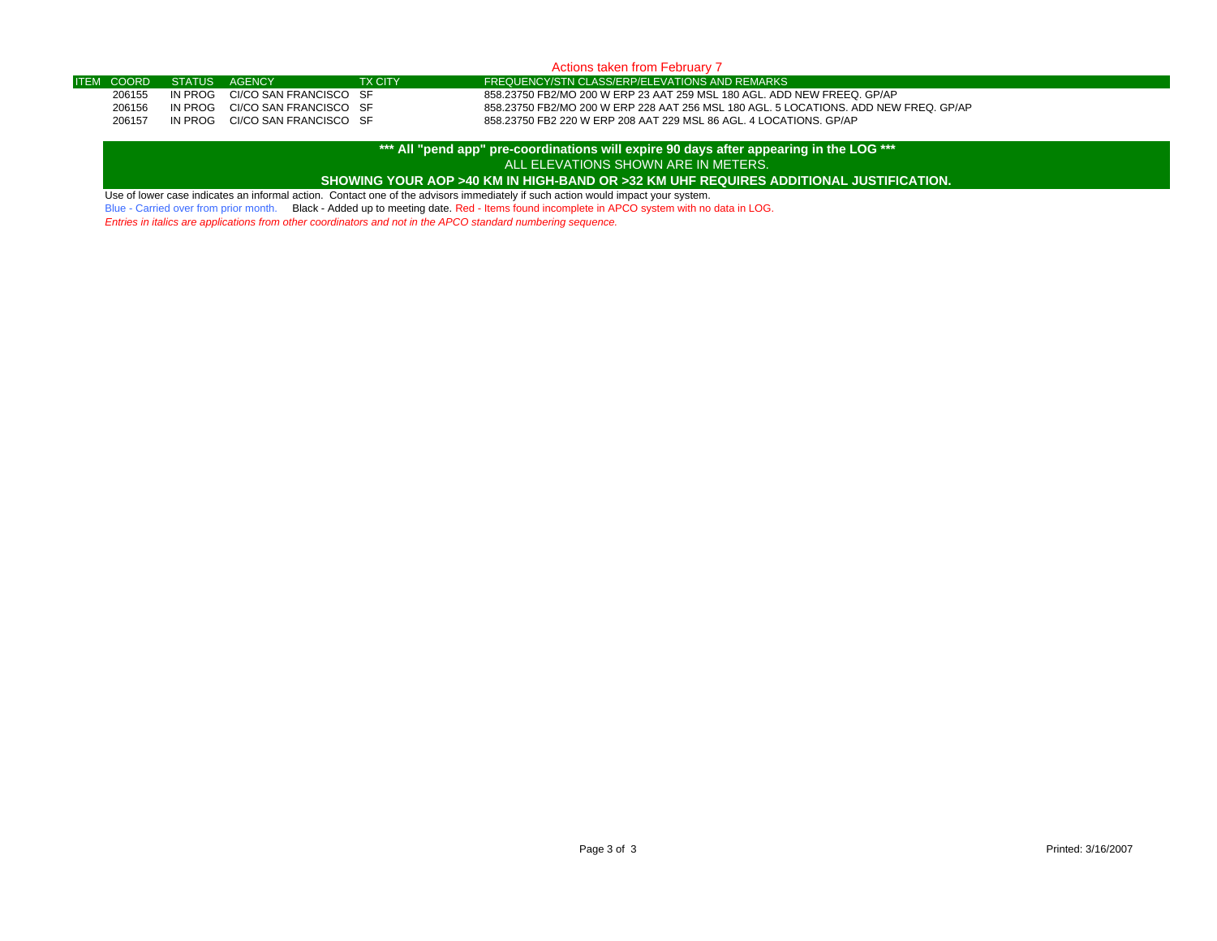Actions taken from February 7

| ITEM | COORD | STATUS | AGENCY | TX CITY | FREQUENCY/STN CLASS/ERP/ELEVATIONS AND REMARKS |
|---|---|---|---|---|---|
| | 206155 | IN PROG | CI/CO SAN FRANCISCO | SF | 858.23750 FB2/MO 200 W ERP 23 AAT 259 MSL 180 AGL. ADD NEW FREEQ. GP/AP |
| | 206156 | IN PROG | CI/CO SAN FRANCISCO | SF | 858.23750 FB2/MO 200 W ERP 228 AAT 256 MSL 180 AGL. 5 LOCATIONS. ADD NEW FREQ. GP/AP |
| | 206157 | IN PROG | CI/CO SAN FRANCISCO | SF | 858.23750 FB2 220 W ERP 208 AAT 229 MSL 86 AGL. 4 LOCATIONS. GP/AP |

**\*\*\* All "pend app" pre-coordinations will expire 90 days after appearing in the LOG \*\*\***

ALL ELEVATIONS SHOWN ARE IN METERS.

**SHOWING YOUR AOP >40 KM IN HIGH-BAND OR >32 KM UHF REQUIRES ADDITIONAL JUSTIFICATION.**

Use of lower case indicates an informal action. Contact one of the advisors immediately if such action would impact your system.

Blue - Carried over from prior month. Black - Added up to meeting date. Red - Items found incomplete in APCO system with no data in LOG.

*Entries in italics are applications from other coordinators and not in the APCO standard numbering sequence.*

Printed: 3/16/2007